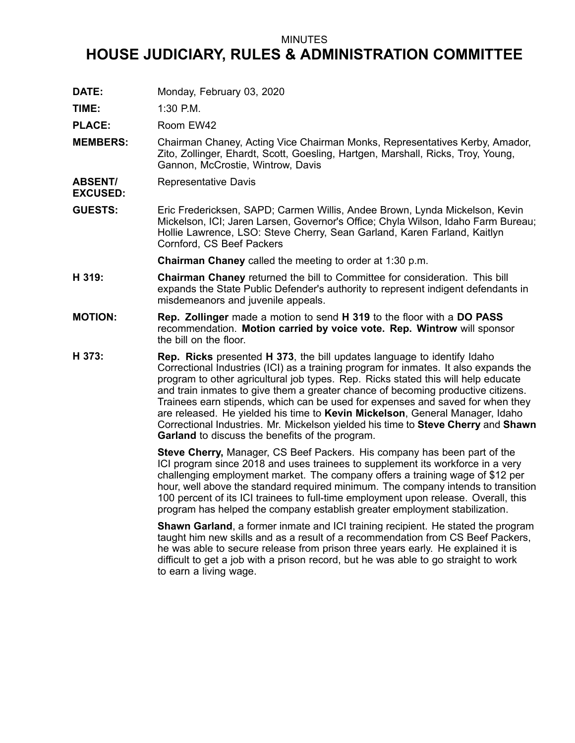MINUTES

# HOUSE JUDICIARY, RULES & ADMINISTRATION COMMITTEE

**DATE:** Monday, February 03, 2020

**TIME:** 1:30 P.M.

**PLACE:** Room EW42

**MEMBERS:** Chairman Chaney, Acting Vice Chairman Monks, Representatives Kerby, Amador, Zito, Zollinger, Ehardt, Scott, Goesling, Hartgen, Marshall, Ricks, Troy, Young, Gannon, McCrostie, Wintrow, Davis

**ABSENT/ EXCUSED:** Representative Davis

**GUESTS:** Eric Fredericksen, SAPD; Carmen Willis, Andee Brown, Lynda Mickelson, Kevin Mickelson, ICI; Jaren Larsen, Governor's Office; Chyla Wilson, Idaho Farm Bureau; Hollie Lawrence, LSO: Steve Cherry, Sean Garland, Karen Farland, Kaitlyn Cornford, CS Beef Packers

**Chairman Chaney** called the meeting to order at 1:30 p.m.

**H 319:** **Chairman Chaney** returned the bill to Committee for consideration. This bill expands the State Public Defender's authority to represent indigent defendants in misdemeanors and juvenile appeals.

**MOTION:** **Rep. Zollinger** made a motion to send **H 319** to the floor with a **DO PASS** recommendation. **Motion carried by voice vote. Rep. Wintrow** will sponsor the bill on the floor.

**H 373:** **Rep. Ricks** presented **H 373**, the bill updates language to identify Idaho Correctional Industries (ICI) as a training program for inmates. It also expands the program to other agricultural job types. Rep. Ricks stated this will help educate and train inmates to give them a greater chance of becoming productive citizens. Trainees earn stipends, which can be used for expenses and saved for when they are released. He yielded his time to **Kevin Mickelson**, General Manager, Idaho Correctional Industries. Mr. Mickelson yielded his time to **Steve Cherry** and **Shawn Garland** to discuss the benefits of the program.

**Steve Cherry,** Manager, CS Beef Packers. His company has been part of the ICI program since 2018 and uses trainees to supplement its workforce in a very challenging employment market. The company offers a training wage of $12 per hour, well above the standard required minimum. The company intends to transition 100 percent of its ICI trainees to full-time employment upon release. Overall, this program has helped the company establish greater employment stabilization.

**Shawn Garland**, a former inmate and ICI training recipient. He stated the program taught him new skills and as a result of a recommendation from CS Beef Packers, he was able to secure release from prison three years early. He explained it is difficult to get a job with a prison record, but he was able to go straight to work to earn a living wage.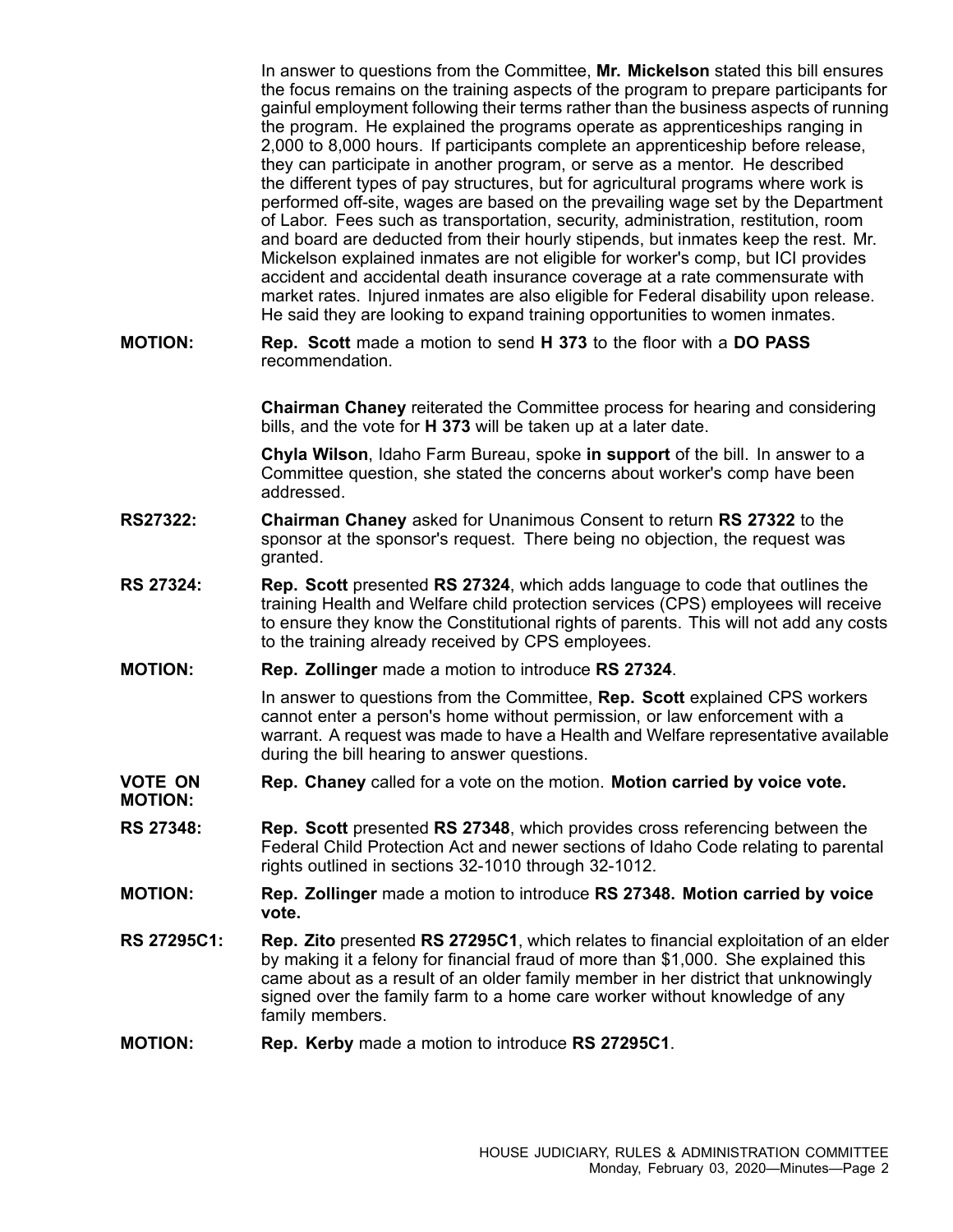In answer to questions from the Committee, **Mr. Mickelson** stated this bill ensures the focus remains on the training aspects of the program to prepare participants for gainful employment following their terms rather than the business aspects of running the program. He explained the programs operate as apprenticeships ranging in 2,000 to 8,000 hours. If participants complete an apprenticeship before release, they can participate in another program, or serve as a mentor. He described the different types of pay structures, but for agricultural programs where work is performed off-site, wages are based on the prevailing wage set by the Department of Labor. Fees such as transportation, security, administration, restitution, room and board are deducted from their hourly stipends, but inmates keep the rest. Mr. Mickelson explained inmates are not eligible for worker's comp, but ICI provides accident and accidental death insurance coverage at a rate commensurate with market rates. Injured inmates are also eligible for Federal disability upon release. He said they are looking to expand training opportunities to women inmates.

**MOTION:** **Rep. Scott** made a motion to send **H 373** to the floor with a **DO PASS** recommendation.

**Chairman Chaney** reiterated the Committee process for hearing and considering bills, and the vote for **H 373** will be taken up at a later date.

**Chyla Wilson**, Idaho Farm Bureau, spoke **in support** of the bill. In answer to a Committee question, she stated the concerns about worker's comp have been addressed.

**RS27322:** **Chairman Chaney** asked for Unanimous Consent to return **RS 27322** to the sponsor at the sponsor's request. There being no objection, the request was granted.

**RS 27324:** **Rep. Scott** presented **RS 27324**, which adds language to code that outlines the training Health and Welfare child protection services (CPS) employees will receive to ensure they know the Constitutional rights of parents. This will not add any costs to the training already received by CPS employees.

**MOTION:** **Rep. Zollinger** made a motion to introduce **RS 27324**.

In answer to questions from the Committee, **Rep. Scott** explained CPS workers cannot enter a person's home without permission, or law enforcement with a warrant. A request was made to have a Health and Welfare representative available during the bill hearing to answer questions.

**VOTE ON MOTION:** **Rep. Chaney** called for a vote on the motion. **Motion carried by voice vote.**

**RS 27348:** **Rep. Scott** presented **RS 27348**, which provides cross referencing between the Federal Child Protection Act and newer sections of Idaho Code relating to parental rights outlined in sections 32-1010 through 32-1012.

**MOTION:** **Rep. Zollinger** made a motion to introduce **RS 27348. Motion carried by voice vote.**

**RS 27295C1:** **Rep. Zito** presented **RS 27295C1**, which relates to financial exploitation of an elder by making it a felony for financial fraud of more than $1,000. She explained this came about as a result of an older family member in her district that unknowingly signed over the family farm to a home care worker without knowledge of any family members.

**MOTION:** **Rep. Kerby** made a motion to introduce **RS 27295C1**.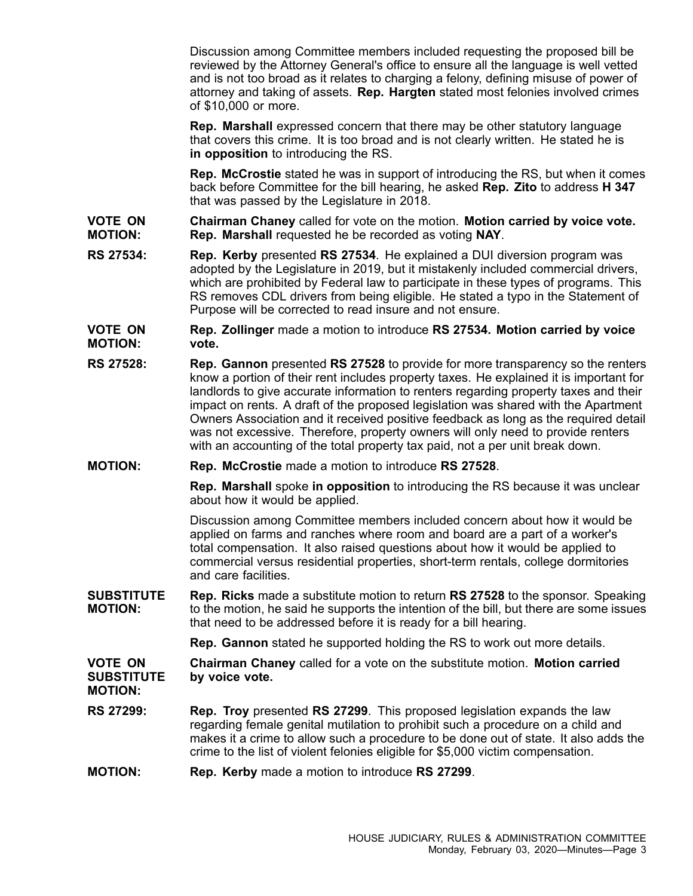Discussion among Committee members included requesting the proposed bill be reviewed by the Attorney General's office to ensure all the language is well vetted and is not too broad as it relates to charging a felony, defining misuse of power of attorney and taking of assets. **Rep. Hargten** stated most felonies involved crimes of $10,000 or more.

**Rep. Marshall** expressed concern that there may be other statutory language that covers this crime. It is too broad and is not clearly written. He stated he is **in opposition** to introducing the RS.

**Rep. McCrostie** stated he was in support of introducing the RS, but when it comes back before Committee for the bill hearing, he asked **Rep. Zito** to address **H 347** that was passed by the Legislature in 2018.

**VOTE ON MOTION:** **Chairman Chaney** called for vote on the motion. **Motion carried by voice vote. Rep. Marshall** requested he be recorded as voting **NAY**.

**RS 27534:** **Rep. Kerby** presented **RS 27534**. He explained a DUI diversion program was adopted by the Legislature in 2019, but it mistakenly included commercial drivers, which are prohibited by Federal law to participate in these types of programs. This RS removes CDL drivers from being eligible. He stated a typo in the Statement of Purpose will be corrected to read insure and not ensure.

**VOTE ON MOTION:** **Rep. Zollinger** made a motion to introduce **RS 27534. Motion carried by voice vote.**

**RS 27528:** **Rep. Gannon** presented **RS 27528** to provide for more transparency so the renters know a portion of their rent includes property taxes. He explained it is important for landlords to give accurate information to renters regarding property taxes and their impact on rents. A draft of the proposed legislation was shared with the Apartment Owners Association and it received positive feedback as long as the required detail was not excessive. Therefore, property owners will only need to provide renters with an accounting of the total property tax paid, not a per unit break down.

**MOTION:** **Rep. McCrostie** made a motion to introduce **RS 27528**.

**Rep. Marshall** spoke **in opposition** to introducing the RS because it was unclear about how it would be applied.

Discussion among Committee members included concern about how it would be applied on farms and ranches where room and board are a part of a worker's total compensation. It also raised questions about how it would be applied to commercial versus residential properties, short-term rentals, college dormitories and care facilities.

**SUBSTITUTE MOTION:** **Rep. Ricks** made a substitute motion to return **RS 27528** to the sponsor. Speaking to the motion, he said he supports the intention of the bill, but there are some issues that need to be addressed before it is ready for a bill hearing.

**Rep. Gannon** stated he supported holding the RS to work out more details.

**VOTE ON SUBSTITUTE MOTION:** **Chairman Chaney** called for a vote on the substitute motion. **Motion carried by voice vote.**

**RS 27299:** **Rep. Troy** presented **RS 27299**. This proposed legislation expands the law regarding female genital mutilation to prohibit such a procedure on a child and makes it a crime to allow such a procedure to be done out of state. It also adds the crime to the list of violent felonies eligible for $5,000 victim compensation.

**MOTION:** **Rep. Kerby** made a motion to introduce **RS 27299**.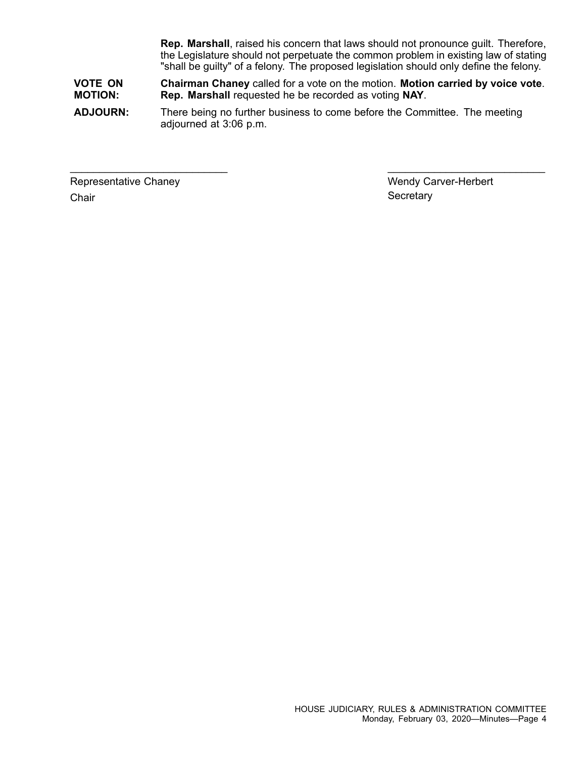**Rep. Marshall**, raised his concern that laws should not pronounce guilt. Therefore, the Legislature should not perpetuate the common problem in existing law of stating "shall be guilty" of a felony. The proposed legislation should only define the felony.

**VOTE ON MOTION:** **Chairman Chaney** called for a vote on the motion. **Motion carried by voice vote**. **Rep. Marshall** requested he be recorded as voting **NAY**.

**ADJOURN:** There being no further business to come before the Committee. The meeting adjourned at 3:06 p.m.

| | |
|---|---|
| ___________________________ | ___________________________ |
| Representative Chaney | Wendy Carver-Herbert |
| Chair | Secretary |